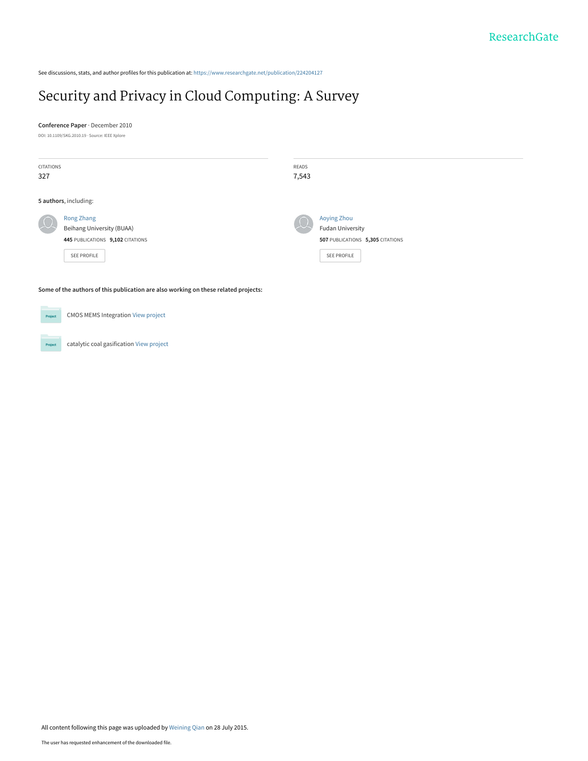See discussions, stats, and author profiles for this publication at: https://www.researchgate.net/publication/224204127

# Security and Privacy in Cloud Computing: A Survey

**Conference Paper** · December 2010

DOI: 10.1109/SKG.2010.19 · Source: IEEE Xplore

| CITATIONS | READS |
| --- | --- |
| 327 | 7,543 |

**5 authors**, including:

Rong Zhang
Beihang University (BUAA)
**445** PUBLICATIONS **9,102** CITATIONS
SEE PROFILE

Aoying Zhou
Fudan University
**507** PUBLICATIONS **5,305** CITATIONS
SEE PROFILE

**Some of the authors of this publication are also working on these related projects:**

CMOS MEMS Integration View project

catalytic coal gasification View project

All content following this page was uploaded by Weining Qian on 28 July 2015.

The user has requested enhancement of the downloaded file.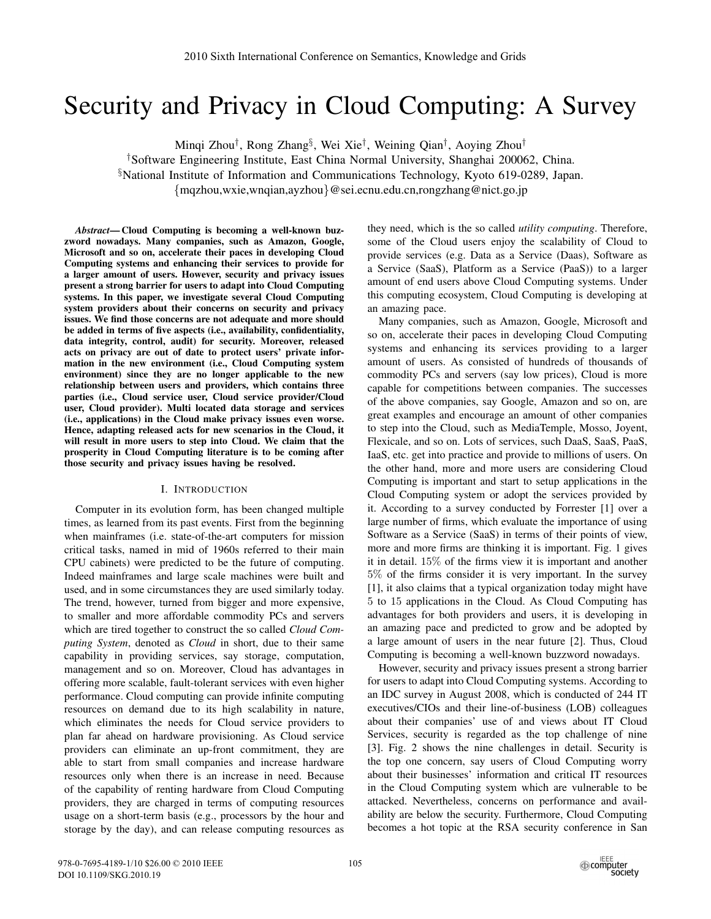# Security and Privacy in Cloud Computing: A Survey

Minqi Zhou[†], Rong Zhang[§], Wei Xie[†], Weining Qian[†], Aoying Zhou[†]

[†]Software Engineering Institute, East China Normal University, Shanghai 200062, China.

[§]National Institute of Information and Communications Technology, Kyoto 619-0289, Japan.

{mqzhou,wxie,wnqian,ayzhou}@sei.ecnu.edu.cn,rongzhang@nict.go.jp

***Abstract*— Cloud Computing is becoming a well-known buzzword nowadays. Many companies, such as Amazon, Google, Microsoft and so on, accelerate their paces in developing Cloud Computing systems and enhancing their services to provide for a larger amount of users. However, security and privacy issues present a strong barrier for users to adapt into Cloud Computing systems. In this paper, we investigate several Cloud Computing system providers about their concerns on security and privacy issues. We find those concerns are not adequate and more should be added in terms of five aspects (i.e., availability, confidentiality, data integrity, control, audit) for security. Moreover, released acts on privacy are out of date to protect users' private information in the new environment (i.e., Cloud Computing system environment) since they are no longer applicable to the new relationship between users and providers, which contains three parties (i.e., Cloud service user, Cloud service provider/Cloud user, Cloud provider). Multi located data storage and services (i.e., applications) in the Cloud make privacy issues even worse. Hence, adapting released acts for new scenarios in the Cloud, it will result in more users to step into Cloud. We claim that the prosperity in Cloud Computing literature is to be coming after those security and privacy issues having be resolved.**

## I. Introduction

Computer in its evolution form, has been changed multiple times, as learned from its past events. First from the beginning when mainframes (i.e. state-of-the-art computers for mission critical tasks, named in mid of 1960s referred to their main CPU cabinets) were predicted to be the future of computing. Indeed mainframes and large scale machines were built and used, and in some circumstances they are used similarly today. The trend, however, turned from bigger and more expensive, to smaller and more affordable commodity PCs and servers which are tired together to construct the so called *Cloud Computing System*, denoted as *Cloud* in short, due to their same capability in providing services, say storage, computation, management and so on. Moreover, Cloud has advantages in offering more scalable, fault-tolerant services with even higher performance. Cloud computing can provide infinite computing resources on demand due to its high scalability in nature, which eliminates the needs for Cloud service providers to plan far ahead on hardware provisioning. As Cloud service providers can eliminate an up-front commitment, they are able to start from small companies and increase hardware resources only when there is an increase in need. Because of the capability of renting hardware from Cloud Computing providers, they are charged in terms of computing resources usage on a short-term basis (e.g., processors by the hour and storage by the day), and can release computing resources as they need, which is the so called *utility computing*. Therefore, some of the Cloud users enjoy the scalability of Cloud to provide services (e.g. Data as a Service (Daas), Software as a Service (SaaS), Platform as a Service (PaaS)) to a larger amount of end users above Cloud Computing systems. Under this computing ecosystem, Cloud Computing is developing at an amazing pace.

Many companies, such as Amazon, Google, Microsoft and so on, accelerate their paces in developing Cloud Computing systems and enhancing its services providing to a larger amount of users. As consisted of hundreds of thousands of commodity PCs and servers (say low prices), Cloud is more capable for competitions between companies. The successes of the above companies, say Google, Amazon and so on, are great examples and encourage an amount of other companies to step into the Cloud, such as MediaTemple, Mosso, Joyent, Flexicale, and so on. Lots of services, such DaaS, SaaS, PaaS, IaaS, etc. get into practice and provide to millions of users. On the other hand, more and more users are considering Cloud Computing is important and start to setup applications in the Cloud Computing system or adopt the services provided by it. According to a survey conducted by Forrester [1] over a large number of firms, which evaluate the importance of using Software as a Service (SaaS) in terms of their points of view, more and more firms are thinking it is important. Fig. 1 gives it in detail. $15\%$ of the firms view it is important and another $5\%$ of the firms consider it is very important. In the survey [1], it also claims that a typical organization today might have $5$ to $15$ applications in the Cloud. As Cloud Computing has advantages for both providers and users, it is developing in an amazing pace and predicted to grow and be adopted by a large amount of users in the near future [2]. Thus, Cloud Computing is becoming a well-known buzzword nowadays.

However, security and privacy issues present a strong barrier for users to adapt into Cloud Computing systems. According to an IDC survey in August 2008, which is conducted of 244 IT executives/CIOs and their line-of-business (LOB) colleagues about their companies' use of and views about IT Cloud Services, security is regarded as the top challenge of nine [3]. Fig. 2 shows the nine challenges in detail. Security is the top one concern, say users of Cloud Computing worry about their businesses' information and critical IT resources in the Cloud Computing system which are vulnerable to be attacked. Nevertheless, concerns on performance and availability are below the security. Furthermore, Cloud Computing becomes a hot topic at the RSA security conference in San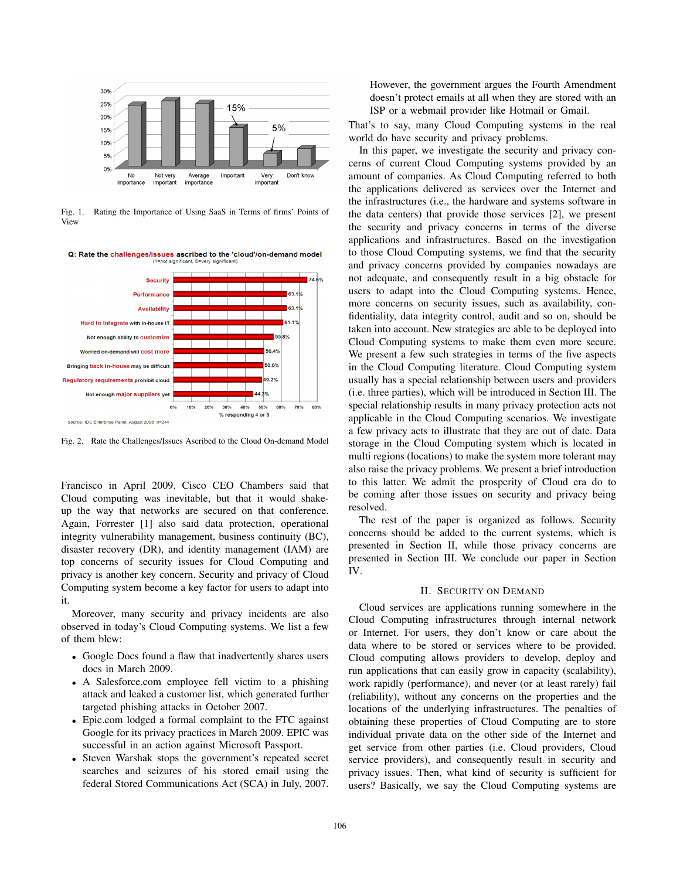Fig. 1. Rating the Importance of Using SaaS in Terms of firms' Points of View

Fig. 2. Rate the Challenges/Issues Ascribed to the Cloud On-demand Model

Francisco in April 2009. Cisco CEO Chambers said that Cloud computing was inevitable, but that it would shake-up the way that networks are secured on that conference. Again, Forrester [1] also said data protection, operational integrity vulnerability management, business continuity (BC), disaster recovery (DR), and identity management (IAM) are top concerns of security issues for Cloud Computing and privacy is another key concern. Security and privacy of Cloud Computing system become a key factor for users to adapt into it.

Moreover, many security and privacy incidents are also observed in today's Cloud Computing systems. We list a few of them blew:

- Google Docs found a flaw that inadvertently shares users docs in March 2009.
- A Salesforce.com employee fell victim to a phishing attack and leaked a customer list, which generated further targeted phishing attacks in October 2007.
- Epic.com lodged a formal complaint to the FTC against Google for its privacy practices in March 2009. EPIC was successful in an action against Microsoft Passport.
- Steven Warshak stops the government's repeated secret searches and seizures of his stored email using the federal Stored Communications Act (SCA) in July, 2007. However, the government argues the Fourth Amendment doesn't protect emails at all when they are stored with an ISP or a webmail provider like Hotmail or Gmail.

That's to say, many Cloud Computing systems in the real world do have security and privacy problems.

In this paper, we investigate the security and privacy concerns of current Cloud Computing systems provided by an amount of companies. As Cloud Computing referred to both the applications delivered as services over the Internet and the infrastructures (i.e., the hardware and systems software in the data centers) that provide those services [2], we present the security and privacy concerns in terms of the diverse applications and infrastructures. Based on the investigation to those Cloud Computing systems, we find that the security and privacy concerns provided by companies nowadays are not adequate, and consequently result in a big obstacle for users to adapt into the Cloud Computing systems. Hence, more concerns on security issues, such as availability, confidentiality, data integrity control, audit and so on, should be taken into account. New strategies are able to be deployed into Cloud Computing systems to make them even more secure. We present a few such strategies in terms of the five aspects in the Cloud Computing literature. Cloud Computing system usually has a special relationship between users and providers (i.e. three parties), which will be introduced in Section III. The special relationship results in many privacy protection acts not applicable in the Cloud Computing scenarios. We investigate a few privacy acts to illustrate that they are out of date. Data storage in the Cloud Computing system which is located in multi regions (locations) to make the system more tolerant may also raise the privacy problems. We present a brief introduction to this latter. We admit the prosperity of Cloud era do to be coming after those issues on security and privacy being resolved.

The rest of the paper is organized as follows. Security concerns should be added to the current systems, which is presented in Section II, while those privacy concerns are presented in Section III. We conclude our paper in Section IV.

## II. Security on Demand

Cloud services are applications running somewhere in the Cloud Computing infrastructures through internal network or Internet. For users, they don't know or care about the data where to be stored or services where to be provided. Cloud computing allows providers to develop, deploy and run applications that can easily grow in capacity (scalability), work rapidly (performance), and never (or at least rarely) fail (reliability), without any concerns on the properties and the locations of the underlying infrastructures. The penalties of obtaining these properties of Cloud Computing are to store individual private data on the other side of the Internet and get service from other parties (i.e. Cloud providers, Cloud service providers), and consequently result in security and privacy issues. Then, what kind of security is sufficient for users? Basically, we say the Cloud Computing systems are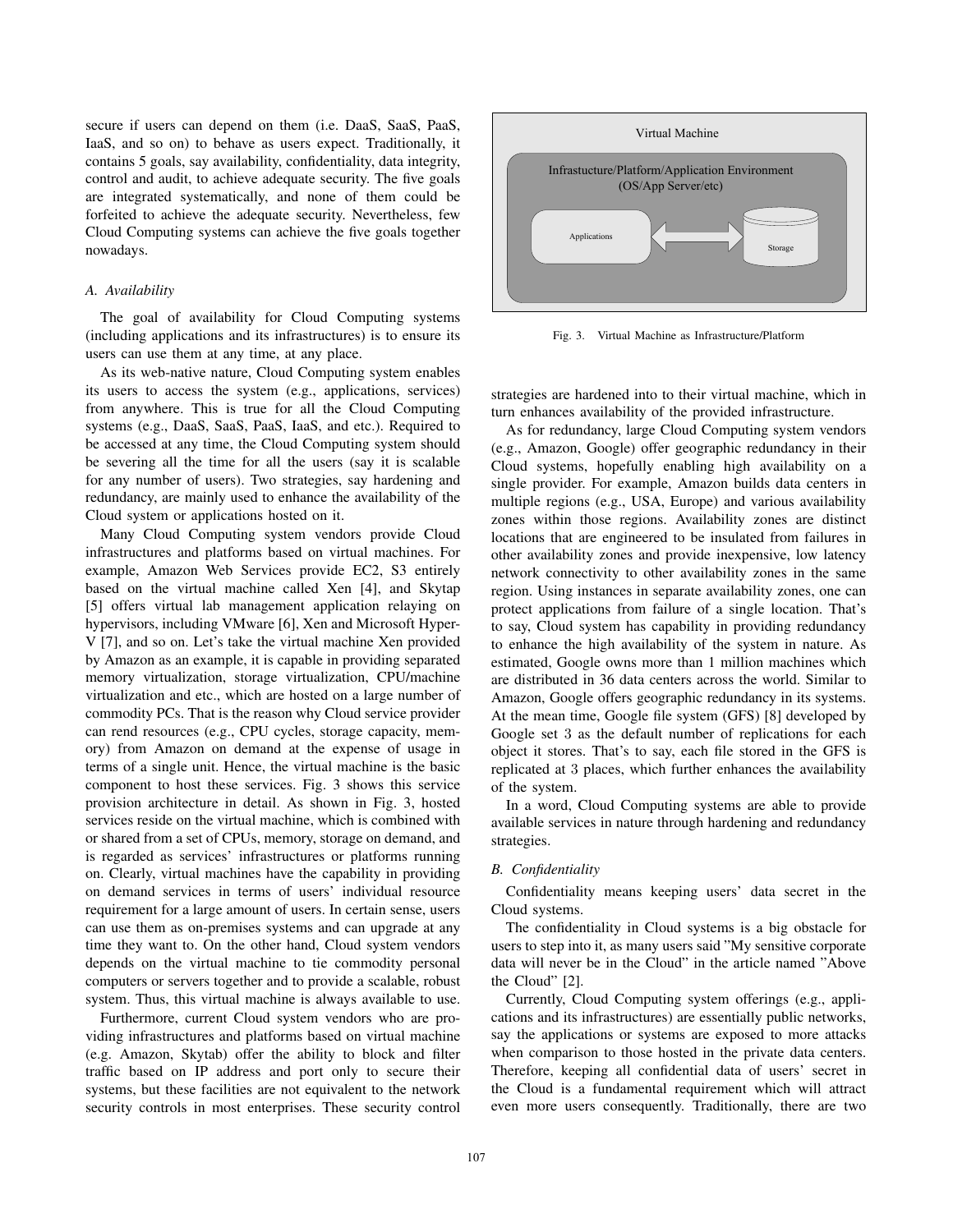secure if users can depend on them (i.e. DaaS, SaaS, PaaS, IaaS, and so on) to behave as users expect. Traditionally, it contains 5 goals, say availability, confidentiality, data integrity, control and audit, to achieve adequate security. The five goals are integrated systematically, and none of them could be forfeited to achieve the adequate security. Nevertheless, few Cloud Computing systems can achieve the five goals together nowadays.

### *A. Availability*

The goal of availability for Cloud Computing systems (including applications and its infrastructures) is to ensure its users can use them at any time, at any place.

As its web-native nature, Cloud Computing system enables its users to access the system (e.g., applications, services) from anywhere. This is true for all the Cloud Computing systems (e.g., DaaS, SaaS, PaaS, IaaS, and etc.). Required to be accessed at any time, the Cloud Computing system should be severing all the time for all the users (say it is scalable for any number of users). Two strategies, say hardening and redundancy, are mainly used to enhance the availability of the Cloud system or applications hosted on it.

Many Cloud Computing system vendors provide Cloud infrastructures and platforms based on virtual machines. For example, Amazon Web Services provide EC2, S3 entirely based on the virtual machine called Xen [4], and Skytap [5] offers virtual lab management application relaying on hypervisors, including VMware [6], Xen and Microsoft Hyper-V [7], and so on. Let's take the virtual machine Xen provided by Amazon as an example, it is capable in providing separated memory virtualization, storage virtualization, CPU/machine virtualization and etc., which are hosted on a large number of commodity PCs. That is the reason why Cloud service provider can rend resources (e.g., CPU cycles, storage capacity, memory) from Amazon on demand at the expense of usage in terms of a single unit. Hence, the virtual machine is the basic component to host these services. Fig. 3 shows this service provision architecture in detail. As shown in Fig. 3, hosted services reside on the virtual machine, which is combined with or shared from a set of CPUs, memory, storage on demand, and is regarded as services' infrastructures or platforms running on. Clearly, virtual machines have the capability in providing on demand services in terms of users' individual resource requirement for a large amount of users. In certain sense, users can use them as on-premises systems and can upgrade at any time they want to. On the other hand, Cloud system vendors depends on the virtual machine to tie commodity personal computers or servers together and to provide a scalable, robust system. Thus, this virtual machine is always available to use.

Furthermore, current Cloud system vendors who are providing infrastructures and platforms based on virtual machine (e.g. Amazon, Skytab) offer the ability to block and filter traffic based on IP address and port only to secure their systems, but these facilities are not equivalent to the network security controls in most enterprises. These security control strategies are hardened into to their virtual machine, which in turn enhances availability of the provided infrastructure.

Fig. 3. Virtual Machine as Infrastructure/Platform

As for redundancy, large Cloud Computing system vendors (e.g., Amazon, Google) offer geographic redundancy in their Cloud systems, hopefully enabling high availability on a single provider. For example, Amazon builds data centers in multiple regions (e.g., USA, Europe) and various availability zones within those regions. Availability zones are distinct locations that are engineered to be insulated from failures in other availability zones and provide inexpensive, low latency network connectivity to other availability zones in the same region. Using instances in separate availability zones, one can protect applications from failure of a single location. That's to say, Cloud system has capability in providing redundancy to enhance the high availability of the system in nature. As estimated, Google owns more than 1 million machines which are distributed in 36 data centers across the world. Similar to Amazon, Google offers geographic redundancy in its systems. At the mean time, Google file system (GFS) [8] developed by Google set 3 as the default number of replications for each object it stores. That's to say, each file stored in the GFS is replicated at 3 places, which further enhances the availability of the system.

In a word, Cloud Computing systems are able to provide available services in nature through hardening and redundancy strategies.

### *B. Confidentiality*

Confidentiality means keeping users' data secret in the Cloud systems.

The confidentiality in Cloud systems is a big obstacle for users to step into it, as many users said "My sensitive corporate data will never be in the Cloud" in the article named "Above the Cloud" [2].

Currently, Cloud Computing system offerings (e.g., applications and its infrastructures) are essentially public networks, say the applications or systems are exposed to more attacks when comparison to those hosted in the private data centers. Therefore, keeping all confidential data of users' secret in the Cloud is a fundamental requirement which will attract even more users consequently. Traditionally, there are two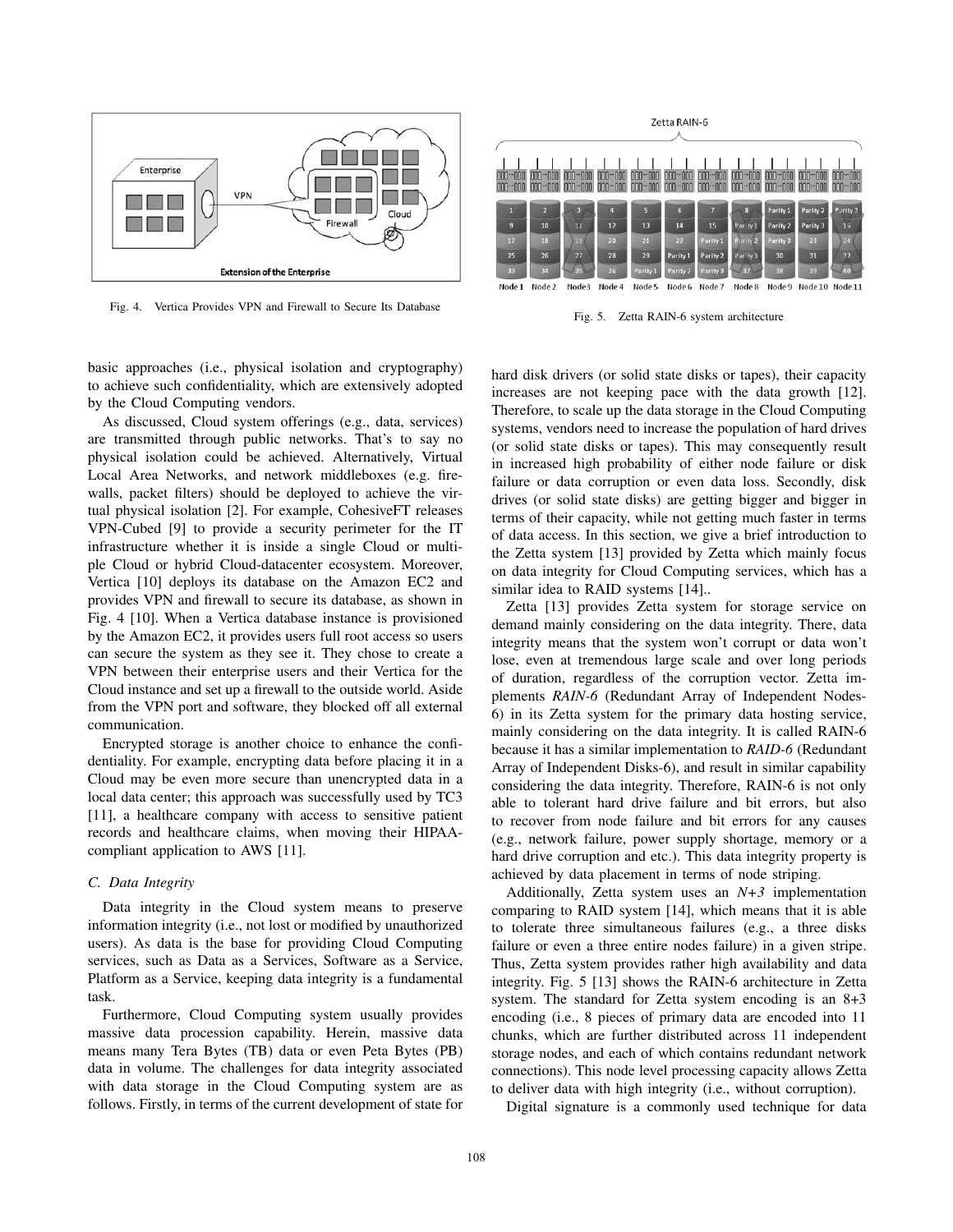Enterprise

VPN

Firewall

Cloud

Extension of the Enterprise

Fig. 4. Vertica Provides VPN and Firewall to Secure Its Database

Zetta RAIN-6

Node 1 Node 2 Node3 Node 4 Node 5 Node 6 Node 7 Node 8 Node 9 Node 10 Node 11

Fig. 5. Zetta RAIN-6 system architecture

basic approaches (i.e., physical isolation and cryptography) to achieve such confidentiality, which are extensively adopted by the Cloud Computing vendors.

As discussed, Cloud system offerings (e.g., data, services) are transmitted through public networks. That's to say no physical isolation could be achieved. Alternatively, Virtual Local Area Networks, and network middleboxes (e.g. firewalls, packet filters) should be deployed to achieve the virtual physical isolation [2]. For example, CohesiveFT releases VPN-Cubed [9] to provide a security perimeter for the IT infrastructure whether it is inside a single Cloud or multiple Cloud or hybrid Cloud-datacenter ecosystem. Moreover, Vertica [10] deploys its database on the Amazon EC2 and provides VPN and firewall to secure its database, as shown in Fig. 4 [10]. When a Vertica database instance is provisioned by the Amazon EC2, it provides users full root access so users can secure the system as they see it. They chose to create a VPN between their enterprise users and their Vertica for the Cloud instance and set up a firewall to the outside world. Aside from the VPN port and software, they blocked off all external communication.

Encrypted storage is another choice to enhance the confidentiality. For example, encrypting data before placing it in a Cloud may be even more secure than unencrypted data in a local data center; this approach was successfully used by TC3 [11], a healthcare company with access to sensitive patient records and healthcare claims, when moving their HIPAA-compliant application to AWS [11].

### C. Data Integrity

Data integrity in the Cloud system means to preserve information integrity (i.e., not lost or modified by unauthorized users). As data is the base for providing Cloud Computing services, such as Data as a Services, Software as a Service, Platform as a Service, keeping data integrity is a fundamental task.

Furthermore, Cloud Computing system usually provides massive data procession capability. Herein, massive data means many Tera Bytes (TB) data or even Peta Bytes (PB) data in volume. The challenges for data integrity associated with data storage in the Cloud Computing system are as follows. Firstly, in terms of the current development of state for hard disk drivers (or solid state disks or tapes), their capacity increases are not keeping pace with the data growth [12]. Therefore, to scale up the data storage in the Cloud Computing systems, vendors need to increase the population of hard drives (or solid state disks or tapes). This may consequently result in increased high probability of either node failure or disk failure or data corruption or even data loss. Secondly, disk drives (or solid state disks) are getting bigger and bigger in terms of their capacity, while not getting much faster in terms of data access. In this section, we give a brief introduction to the Zetta system [13] provided by Zetta which mainly focus on data integrity for Cloud Computing services, which has a similar idea to RAID systems [14]..

Zetta [13] provides Zetta system for storage service on demand mainly considering on the data integrity. There, data integrity means that the system won't corrupt or data won't lose, even at tremendous large scale and over long periods of duration, regardless of the corruption vector. Zetta implements *RAIN-6* (Redundant Array of Independent Nodes-6) in its Zetta system for the primary data hosting service, mainly considering on the data integrity. It is called RAIN-6 because it has a similar implementation to *RAID-6* (Redundant Array of Independent Disks-6), and result in similar capability considering the data integrity. Therefore, RAIN-6 is not only able to tolerant hard drive failure and bit errors, but also to recover from node failure and bit errors for any causes (e.g., network failure, power supply shortage, memory or a hard drive corruption and etc.). This data integrity property is achieved by data placement in terms of node striping.

Additionally, Zetta system uses an *N+3* implementation comparing to RAID system [14], which means that it is able to tolerate three simultaneous failures (e.g., a three disks failure or even a three entire nodes failure) in a given stripe. Thus, Zetta system provides rather high availability and data integrity. Fig. 5 [13] shows the RAIN-6 architecture in Zetta system. The standard for Zetta system encoding is an 8+3 encoding (i.e., 8 pieces of primary data are encoded into 11 chunks, which are further distributed across 11 independent storage nodes, and each of which contains redundant network connections). This node level processing capacity allows Zetta to deliver data with high integrity (i.e., without corruption).

Digital signature is a commonly used technique for data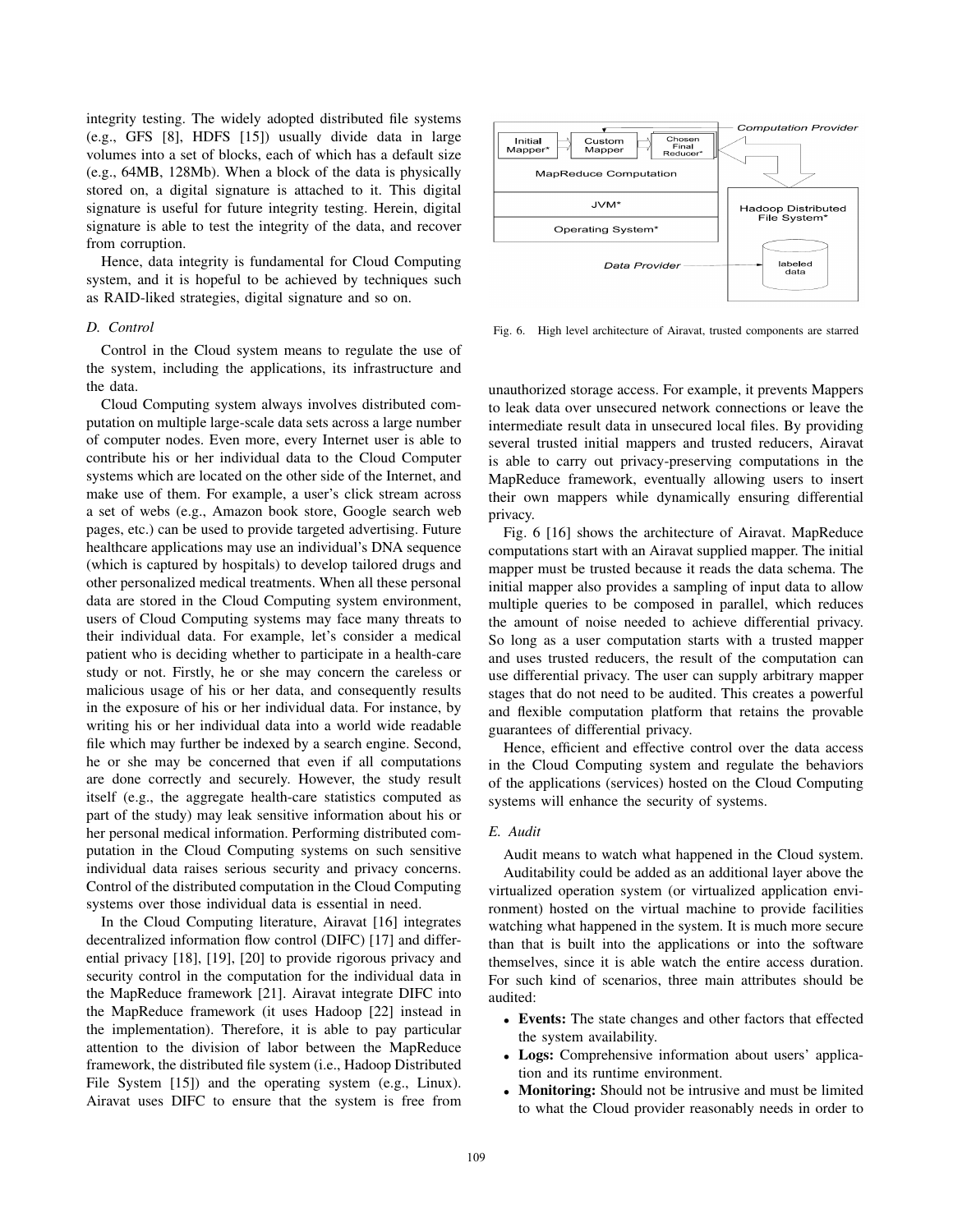integrity testing. The widely adopted distributed file systems (e.g., GFS [8], HDFS [15]) usually divide data in large volumes into a set of blocks, each of which has a default size (e.g., 64MB, 128Mb). When a block of the data is physically stored on, a digital signature is attached to it. This digital signature is useful for future integrity testing. Herein, digital signature is able to test the integrity of the data, and recover from corruption.

Hence, data integrity is fundamental for Cloud Computing system, and it is hopeful to be achieved by techniques such as RAID-liked strategies, digital signature and so on.

### *D. Control*

Control in the Cloud system means to regulate the use of the system, including the applications, its infrastructure and the data.

Cloud Computing system always involves distributed computation on multiple large-scale data sets across a large number of computer nodes. Even more, every Internet user is able to contribute his or her individual data to the Cloud Computer systems which are located on the other side of the Internet, and make use of them. For example, a user's click stream across a set of webs (e.g., Amazon book store, Google search web pages, etc.) can be used to provide targeted advertising. Future healthcare applications may use an individual's DNA sequence (which is captured by hospitals) to develop tailored drugs and other personalized medical treatments. When all these personal data are stored in the Cloud Computing system environment, users of Cloud Computing systems may face many threats to their individual data. For example, let's consider a medical patient who is deciding whether to participate in a health-care study or not. Firstly, he or she may concern the careless or malicious usage of his or her data, and consequently results in the exposure of his or her individual data. For instance, by writing his or her individual data into a world wide readable file which may further be indexed by a search engine. Second, he or she may be concerned that even if all computations are done correctly and securely. However, the study result itself (e.g., the aggregate health-care statistics computed as part of the study) may leak sensitive information about his or her personal medical information. Performing distributed computation in the Cloud Computing systems on such sensitive individual data raises serious security and privacy concerns. Control of the distributed computation in the Cloud Computing systems over those individual data is essential in need.

In the Cloud Computing literature, Airavat [16] integrates decentralized information flow control (DIFC) [17] and differential privacy [18], [19], [20] to provide rigorous privacy and security control in the computation for the individual data in the MapReduce framework [21]. Airavat integrate DIFC into the MapReduce framework (it uses Hadoop [22] instead in the implementation). Therefore, it is able to pay particular attention to the division of labor between the MapReduce framework, the distributed file system (i.e., Hadoop Distributed File System [15]) and the operating system (e.g., Linux). Airavat uses DIFC to ensure that the system is free from unauthorized storage access. For example, it prevents Mappers to leak data over unsecured network connections or leave the intermediate result data in unsecured local files. By providing several trusted initial mappers and trusted reducers, Airavat is able to carry out privacy-preserving computations in the MapReduce framework, eventually allowing users to insert their own mappers while dynamically ensuring differential privacy.

Computation Provider

Initial Mapper*

Custom Mapper

Chosen Final Reducer*

MapReduce Computation

JVM*

Operating System*

Hadoop Distributed File System*

Data Provider

labeled data

Fig. 6. High level architecture of Airavat, trusted components are starred

Fig. 6 [16] shows the architecture of Airavat. MapReduce computations start with an Airavat supplied mapper. The initial mapper must be trusted because it reads the data schema. The initial mapper also provides a sampling of input data to allow multiple queries to be composed in parallel, which reduces the amount of noise needed to achieve differential privacy. So long as a user computation starts with a trusted mapper and uses trusted reducers, the result of the computation can use differential privacy. The user can supply arbitrary mapper stages that do not need to be audited. This creates a powerful and flexible computation platform that retains the provable guarantees of differential privacy.

Hence, efficient and effective control over the data access in the Cloud Computing system and regulate the behaviors of the applications (services) hosted on the Cloud Computing systems will enhance the security of systems.

### *E. Audit*

Audit means to watch what happened in the Cloud system.

Auditability could be added as an additional layer above the virtualized operation system (or virtualized application environment) hosted on the virtual machine to provide facilities watching what happened in the system. It is much more secure than that is built into the applications or into the software themselves, since it is able watch the entire access duration. For such kind of scenarios, three main attributes should be audited:

- **Events:** The state changes and other factors that effected the system availability.
- **Logs:** Comprehensive information about users' application and its runtime environment.
- **Monitoring:** Should not be intrusive and must be limited to what the Cloud provider reasonably needs in order to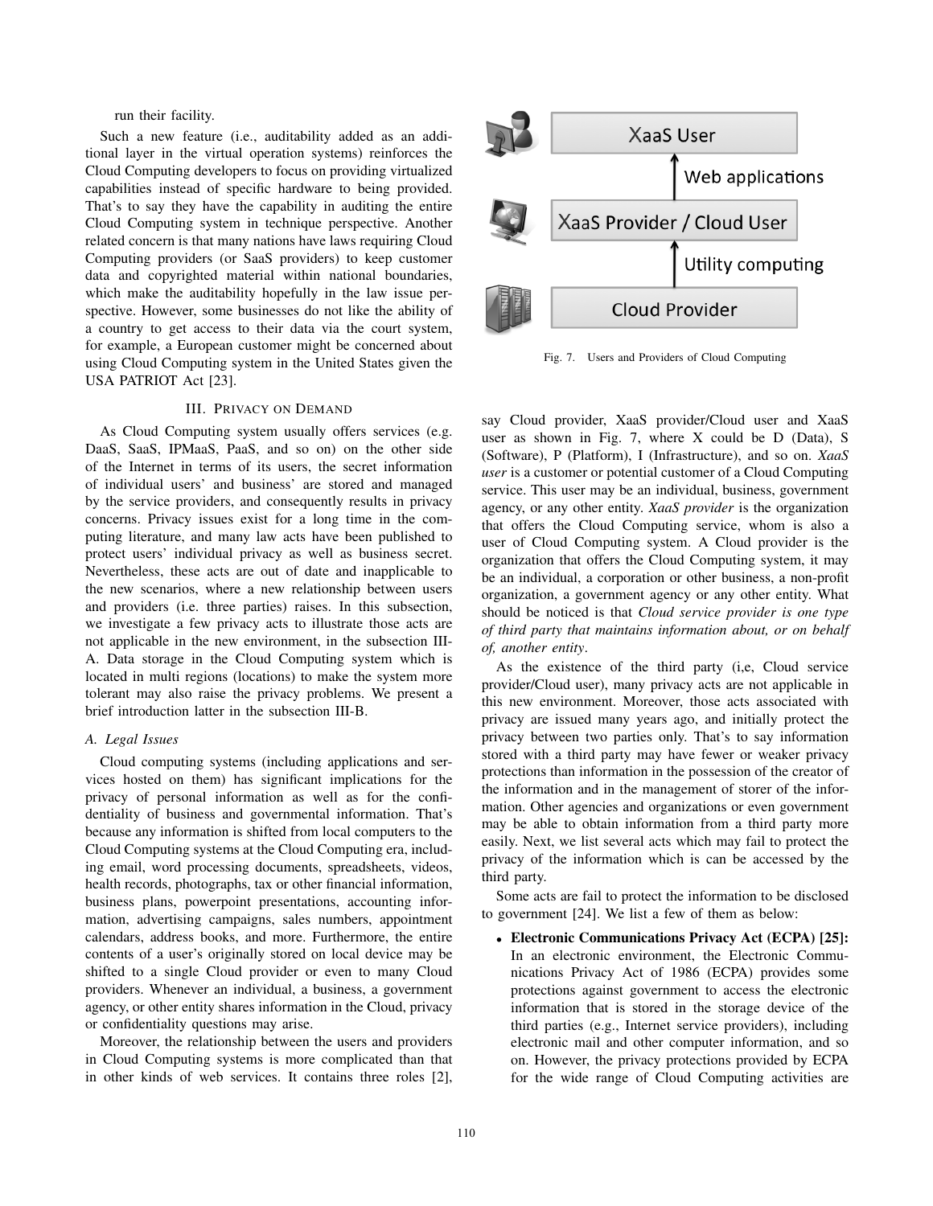run their facility.

Such a new feature (i.e., auditability added as an additional layer in the virtual operation systems) reinforces the Cloud Computing developers to focus on providing virtualized capabilities instead of specific hardware to being provided. That's to say they have the capability in auditing the entire Cloud Computing system in technique perspective. Another related concern is that many nations have laws requiring Cloud Computing providers (or SaaS providers) to keep customer data and copyrighted material within national boundaries, which make the auditability hopefully in the law issue perspective. However, some businesses do not like the ability of a country to get access to their data via the court system, for example, a European customer might be concerned about using Cloud Computing system in the United States given the USA PATRIOT Act [23].

## III. Privacy on Demand

As Cloud Computing system usually offers services (e.g. DaaS, SaaS, IPMaaS, PaaS, and so on) on the other side of the Internet in terms of its users, the secret information of individual users' and business' are stored and managed by the service providers, and consequently results in privacy concerns. Privacy issues exist for a long time in the computing literature, and many law acts have been published to protect users' individual privacy as well as business secret. Nevertheless, these acts are out of date and inapplicable to the new scenarios, where a new relationship between users and providers (i.e. three parties) raises. In this subsection, we investigate a few privacy acts to illustrate those acts are not applicable in the new environment, in the subsection III-A. Data storage in the Cloud Computing system which is located in multi regions (locations) to make the system more tolerant may also raise the privacy problems. We present a brief introduction latter in the subsection III-B.

### A. Legal Issues

Cloud computing systems (including applications and services hosted on them) has significant implications for the privacy of personal information as well as for the confidentiality of business and governmental information. That's because any information is shifted from local computers to the Cloud Computing systems at the Cloud Computing era, including email, word processing documents, spreadsheets, videos, health records, photographs, tax or other financial information, business plans, powerpoint presentations, accounting information, advertising campaigns, sales numbers, appointment calendars, address books, and more. Furthermore, the entire contents of a user's originally stored on local device may be shifted to a single Cloud provider or even to many Cloud providers. Whenever an individual, a business, a government agency, or other entity shares information in the Cloud, privacy or confidentiality questions may arise.

Moreover, the relationship between the users and providers in Cloud Computing systems is more complicated than that in other kinds of web services. It contains three roles [2], say Cloud provider, XaaS provider/Cloud user and XaaS user as shown in Fig. 7, where X could be D (Data), S (Software), P (Platform), I (Infrastructure), and so on. *XaaS user* is a customer or potential customer of a Cloud Computing service. This user may be an individual, business, government agency, or any other entity. *XaaS provider* is the organization that offers the Cloud Computing service, whom is also a user of Cloud Computing system. A Cloud provider is the organization that offers the Cloud Computing system, it may be an individual, a corporation or other business, a non-profit organization, a government agency or any other entity. What should be noticed is that *Cloud service provider is one type of third party that maintains information about, or on behalf of, another entity*.

Fig. 7. Users and Providers of Cloud Computing

As the existence of the third party (i,e, Cloud service provider/Cloud user), many privacy acts are not applicable in this new environment. Moreover, those acts associated with privacy are issued many years ago, and initially protect the privacy between two parties only. That's to say information stored with a third party may have fewer or weaker privacy protections than information in the possession of the creator of the information and in the management of storer of the information. Other agencies and organizations or even government may be able to obtain information from a third party more easily. Next, we list several acts which may fail to protect the privacy of the information which is can be accessed by the third party.

Some acts are fail to protect the information to be disclosed to government [24]. We list a few of them as below:

- **Electronic Communications Privacy Act (ECPA) [25]:** In an electronic environment, the Electronic Communications Privacy Act of 1986 (ECPA) provides some protections against government to access the electronic information that is stored in the storage device of the third parties (e.g., Internet service providers), including electronic mail and other computer information, and so on. However, the privacy protections provided by ECPA for the wide range of Cloud Computing activities are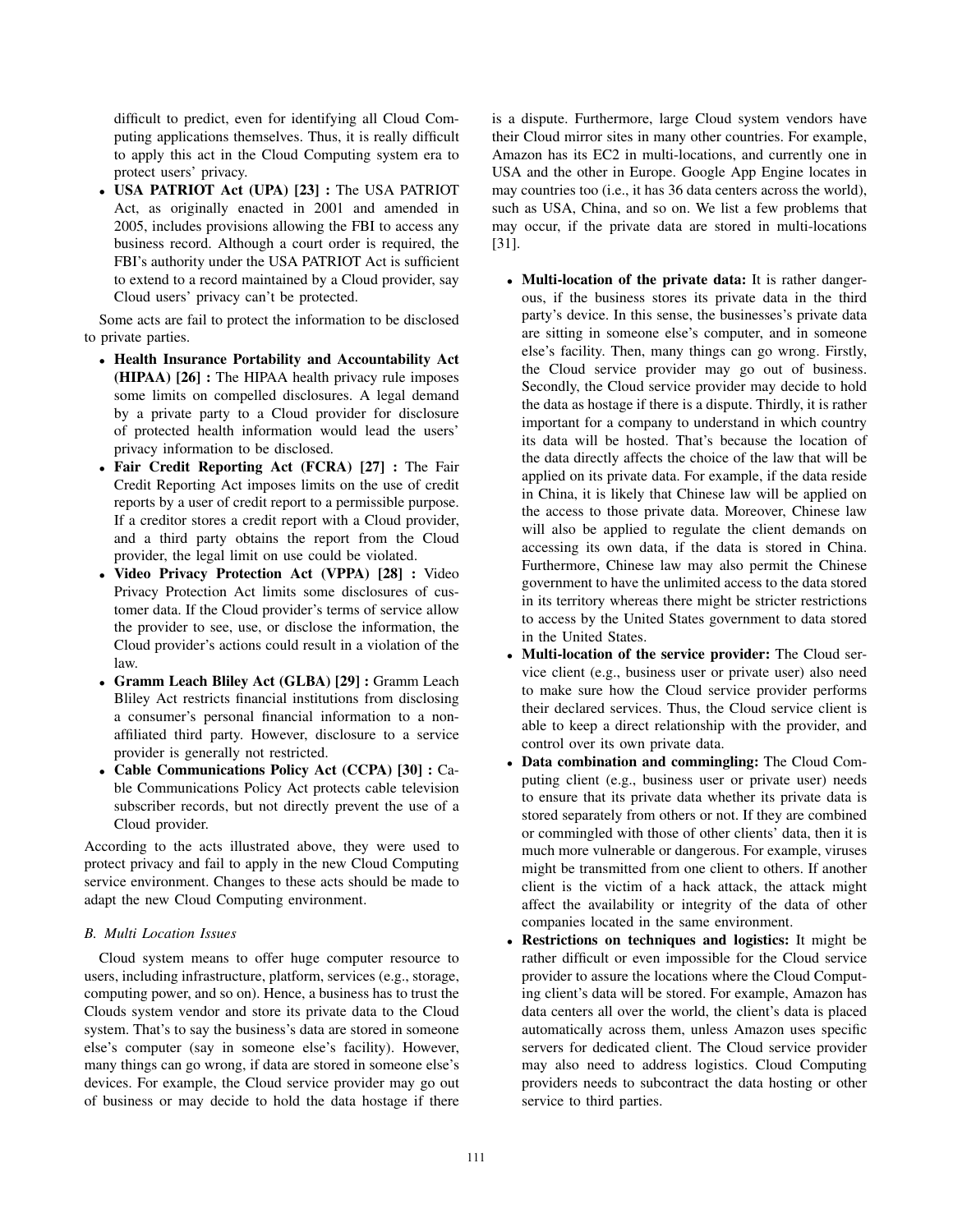difficult to predict, even for identifying all Cloud Computing applications themselves. Thus, it is really difficult to apply this act in the Cloud Computing system era to protect users' privacy.

- **USA PATRIOT Act (UPA) [23] :** The USA PATRIOT Act, as originally enacted in 2001 and amended in 2005, includes provisions allowing the FBI to access any business record. Although a court order is required, the FBI's authority under the USA PATRIOT Act is sufficient to extend to a record maintained by a Cloud provider, say Cloud users' privacy can't be protected.

Some acts are fail to protect the information to be disclosed to private parties.

- **Health Insurance Portability and Accountability Act (HIPAA) [26] :** The HIPAA health privacy rule imposes some limits on compelled disclosures. A legal demand by a private party to a Cloud provider for disclosure of protected health information would lead the users' privacy information to be disclosed.
- **Fair Credit Reporting Act (FCRA) [27] :** The Fair Credit Reporting Act imposes limits on the use of credit reports by a user of credit report to a permissible purpose. If a creditor stores a credit report with a Cloud provider, and a third party obtains the report from the Cloud provider, the legal limit on use could be violated.
- **Video Privacy Protection Act (VPPA) [28] :** Video Privacy Protection Act limits some disclosures of customer data. If the Cloud provider's terms of service allow the provider to see, use, or disclose the information, the Cloud provider's actions could result in a violation of the law.
- **Gramm Leach Bliley Act (GLBA) [29] :** Gramm Leach Bliley Act restricts financial institutions from disclosing a consumer's personal financial information to a non-affiliated third party. However, disclosure to a service provider is generally not restricted.
- **Cable Communications Policy Act (CCPA) [30] :** Cable Communications Policy Act protects cable television subscriber records, but not directly prevent the use of a Cloud provider.

According to the acts illustrated above, they were used to protect privacy and fail to apply in the new Cloud Computing service environment. Changes to these acts should be made to adapt the new Cloud Computing environment.

### B. Multi Location Issues

Cloud system means to offer huge computer resource to users, including infrastructure, platform, services (e.g., storage, computing power, and so on). Hence, a business has to trust the Clouds system vendor and store its private data to the Cloud system. That's to say the business's data are stored in someone else's computer (say in someone else's facility). However, many things can go wrong, if data are stored in someone else's devices. For example, the Cloud service provider may go out of business or may decide to hold the data hostage if there is a dispute. Furthermore, large Cloud system vendors have their Cloud mirror sites in many other countries. For example, Amazon has its EC2 in multi-locations, and currently one in USA and the other in Europe. Google App Engine locates in may countries too (i.e., it has 36 data centers across the world), such as USA, China, and so on. We list a few problems that may occur, if the private data are stored in multi-locations [31].

- **Multi-location of the private data:** It is rather dangerous, if the business stores its private data in the third party's device. In this sense, the businesses's private data are sitting in someone else's computer, and in someone else's facility. Then, many things can go wrong. Firstly, the Cloud service provider may go out of business. Secondly, the Cloud service provider may decide to hold the data as hostage if there is a dispute. Thirdly, it is rather important for a company to understand in which country its data will be hosted. That's because the location of the data directly affects the choice of the law that will be applied on its private data. For example, if the data reside in China, it is likely that Chinese law will be applied on the access to those private data. Moreover, Chinese law will also be applied to regulate the client demands on accessing its own data, if the data is stored in China. Furthermore, Chinese law may also permit the Chinese government to have the unlimited access to the data stored in its territory whereas there might be stricter restrictions to access by the United States government to data stored in the United States.
- **Multi-location of the service provider:** The Cloud service client (e.g., business user or private user) also need to make sure how the Cloud service provider performs their declared services. Thus, the Cloud service client is able to keep a direct relationship with the provider, and control over its own private data.
- **Data combination and commingling:** The Cloud Computing client (e.g., business user or private user) needs to ensure that its private data whether its private data is stored separately from others or not. If they are combined or commingled with those of other clients' data, then it is much more vulnerable or dangerous. For example, viruses might be transmitted from one client to others. If another client is the victim of a hack attack, the attack might affect the availability or integrity of the data of other companies located in the same environment.
- **Restrictions on techniques and logistics:** It might be rather difficult or even impossible for the Cloud service provider to assure the locations where the Cloud Computing client's data will be stored. For example, Amazon has data centers all over the world, the client's data is placed automatically across them, unless Amazon uses specific servers for dedicated client. The Cloud service provider may also need to address logistics. Cloud Computing providers needs to subcontract the data hosting or other service to third parties.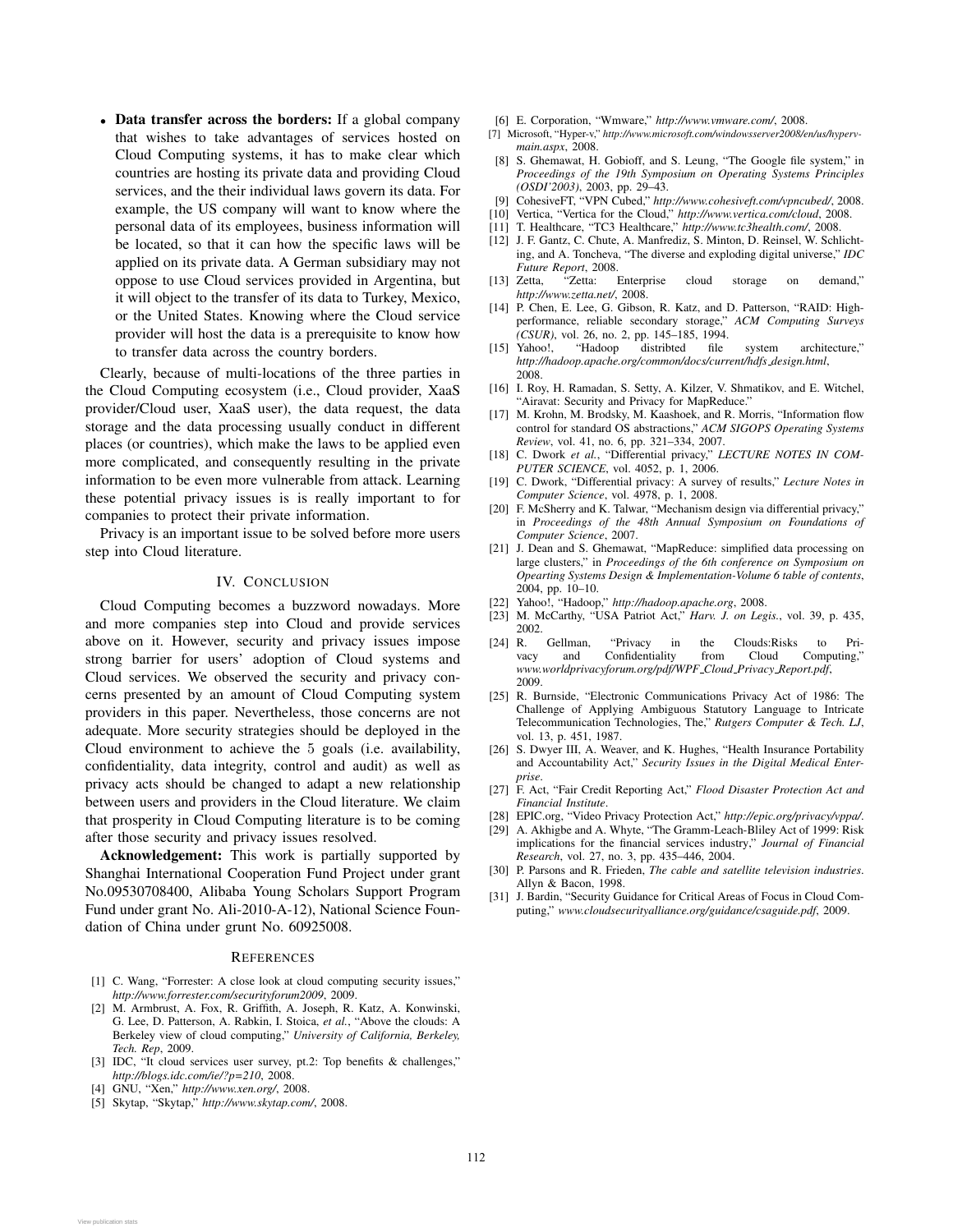- **Data transfer across the borders:** If a global company that wishes to take advantages of services hosted on Cloud Computing systems, it has to make clear which countries are hosting its private data and providing Cloud services, and the their individual laws govern its data. For example, the US company will want to know where the personal data of its employees, business information will be located, so that it can how the specific laws will be applied on its private data. A German subsidiary may not oppose to use Cloud services provided in Argentina, but it will object to the transfer of its data to Turkey, Mexico, or the United States. Knowing where the Cloud service provider will host the data is a prerequisite to know how to transfer data across the country borders.

Clearly, because of multi-locations of the three parties in the Cloud Computing ecosystem (i.e., Cloud provider, XaaS provider/Cloud user, XaaS user), the data request, the data storage and the data processing usually conduct in different places (or countries), which make the laws to be applied even more complicated, and consequently resulting in the private information to be even more vulnerable from attack. Learning these potential privacy issues is is really important to for companies to protect their private information.

Privacy is an important issue to be solved before more users step into Cloud literature.

## IV. Conclusion

Cloud Computing becomes a buzzword nowadays. More and more companies step into Cloud and provide services above on it. However, security and privacy issues impose strong barrier for users' adoption of Cloud systems and Cloud services. We observed the security and privacy concerns presented by an amount of Cloud Computing system providers in this paper. Nevertheless, those concerns are not adequate. More security strategies should be deployed in the Cloud environment to achieve the 5 goals (i.e. availability, confidentiality, data integrity, control and audit) as well as privacy acts should be changed to adapt a new relationship between users and providers in the Cloud literature. We claim that prosperity in Cloud Computing literature is to be coming after those security and privacy issues resolved.

**Acknowledgement:** This work is partially supported by Shanghai International Cooperation Fund Project under grant No.09530708400, Alibaba Young Scholars Support Program Fund under grant No. Ali-2010-A-12), National Science Foundation of China under grunt No. 60925008.

## References

[1] C. Wang, "Forrester: A close look at cloud computing security issues," *http://www.forrester.com/securityforum2009*, 2009.

[2] M. Armbrust, A. Fox, R. Griffith, A. Joseph, R. Katz, A. Konwinski, G. Lee, D. Patterson, A. Rabkin, I. Stoica, *et al.*, "Above the clouds: A Berkeley view of cloud computing," *University of California, Berkeley, Tech. Rep*, 2009.

[3] IDC, "It cloud services user survey, pt.2: Top benefits & challenges," *http://blogs.idc.com/ie/?p=210*, 2008.

[4] GNU, "Xen," *http://www.xen.org/*, 2008.

[5] Skytap, "Skytap," *http://www.skytap.com/*, 2008.

[6] E. Corporation, "Wmware," *http://www.vmware.com/*, 2008.

[7] Microsoft, "Hyper-v," *http://www.microsoft.com/windowsserver2008/en/us/hyperv-main.aspx*, 2008.

[8] S. Ghemawat, H. Gobioff, and S. Leung, "The Google file system," in *Proceedings of the 19th Symposium on Operating Systems Principles (OSDI'2003)*, 2003, pp. 29–43.

[9] CohesiveFT, "VPN Cubed," *http://www.cohesiveft.com/vpncubed/*, 2008.

[10] Vertica, "Vertica for the Cloud," *http://www.vertica.com/cloud*, 2008.

[11] T. Healthcare, "TC3 Healthcare," *http://www.tc3health.com/*, 2008.

[12] J. F. Gantz, C. Chute, A. Manfrediz, S. Minton, D. Reinsel, W. Schlichting, and A. Toncheva, "The diverse and exploding digital universe," *IDC Future Report*, 2008.

[13] Zetta, "Zetta: Enterprise cloud storage on demand," *http://www.zetta.net/*, 2008.

[14] P. Chen, E. Lee, G. Gibson, R. Katz, and D. Patterson, "RAID: High-performance, reliable secondary storage," *ACM Computing Surveys (CSUR)*, vol. 26, no. 2, pp. 145–185, 1994.

[15] Yahoo!, "Hadoop distribted file system architecture," *http://hadoop.apache.org/common/docs/current/hdfs_design.html*, 2008.

[16] I. Roy, H. Ramadan, S. Setty, A. Kilzer, V. Shmatikov, and E. Witchel, "Airavat: Security and Privacy for MapReduce."

[17] M. Krohn, M. Brodsky, M. Kaashoek, and R. Morris, "Information flow control for standard OS abstractions," *ACM SIGOPS Operating Systems Review*, vol. 41, no. 6, pp. 321–334, 2007.

[18] C. Dwork *et al.*, "Differential privacy," *LECTURE NOTES IN COMPUTER SCIENCE*, vol. 4052, p. 1, 2006.

[19] C. Dwork, "Differential privacy: A survey of results," *Lecture Notes in Computer Science*, vol. 4978, p. 1, 2008.

[20] F. McSherry and K. Talwar, "Mechanism design via differential privacy," in *Proceedings of the 48th Annual Symposium on Foundations of Computer Science*, 2007.

[21] J. Dean and S. Ghemawat, "MapReduce: simplified data processing on large clusters," in *Proceedings of the 6th conference on Symposium on Opearting Systems Design & Implementation-Volume 6 table of contents*, 2004, pp. 10–10.

[22] Yahoo!, "Hadoop," *http://hadoop.apache.org*, 2008.

[23] M. McCarthy, "USA Patriot Act," *Harv. J. on Legis.*, vol. 39, p. 435, 2002.

[24] R. Gellman, "Privacy in the Clouds:Risks to Privacy and Confidentiality from Cloud Computing," *www.worldprivacyforum.org/pdf/WPF_Cloud_Privacy_Report.pdf*, 2009.

[25] R. Burnside, "Electronic Communications Privacy Act of 1986: The Challenge of Applying Ambiguous Statutory Language to Intricate Telecommunication Technologies, The," *Rutgers Computer & Tech. LJ*, vol. 13, p. 451, 1987.

[26] S. Dwyer III, A. Weaver, and K. Hughes, "Health Insurance Portability and Accountability Act," *Security Issues in the Digital Medical Enterprise*.

[27] F. Act, "Fair Credit Reporting Act," *Flood Disaster Protection Act and Financial Institute*.

[28] EPIC.org, "Video Privacy Protection Act," *http://epic.org/privacy/vppa/*.

[29] A. Akhigbe and A. Whyte, "The Gramm-Leach-Bliley Act of 1999: Risk implications for the financial services industry," *Journal of Financial Research*, vol. 27, no. 3, pp. 435–446, 2004.

[30] P. Parsons and R. Frieden, *The cable and satellite television industries*. Allyn & Bacon, 1998.

[31] J. Bardin, "Security Guidance for Critical Areas of Focus in Cloud Computing," *www.cloudsecurityalliance.org/guidance/csaguide.pdf*, 2009.